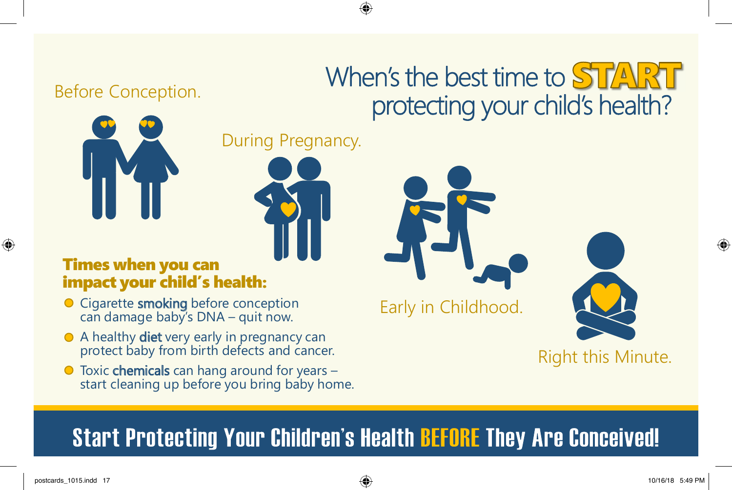# When's the best time to START protecting your child's health?

Before Conception.

During Pregnancy.

Early in Childhood.

Right this Minute.

### Times when you can impact your child's health:

- Cigarette smoking before conception can damage baby's DNA – quit now.
- A healthy diet very early in pregnancy can protect baby from birth defects and cancer.
- Toxic chemicals can hang around for years – start cleaning up before you bring baby home.

## Start Protecting Your Children's Health BEFORE They Are Conceived!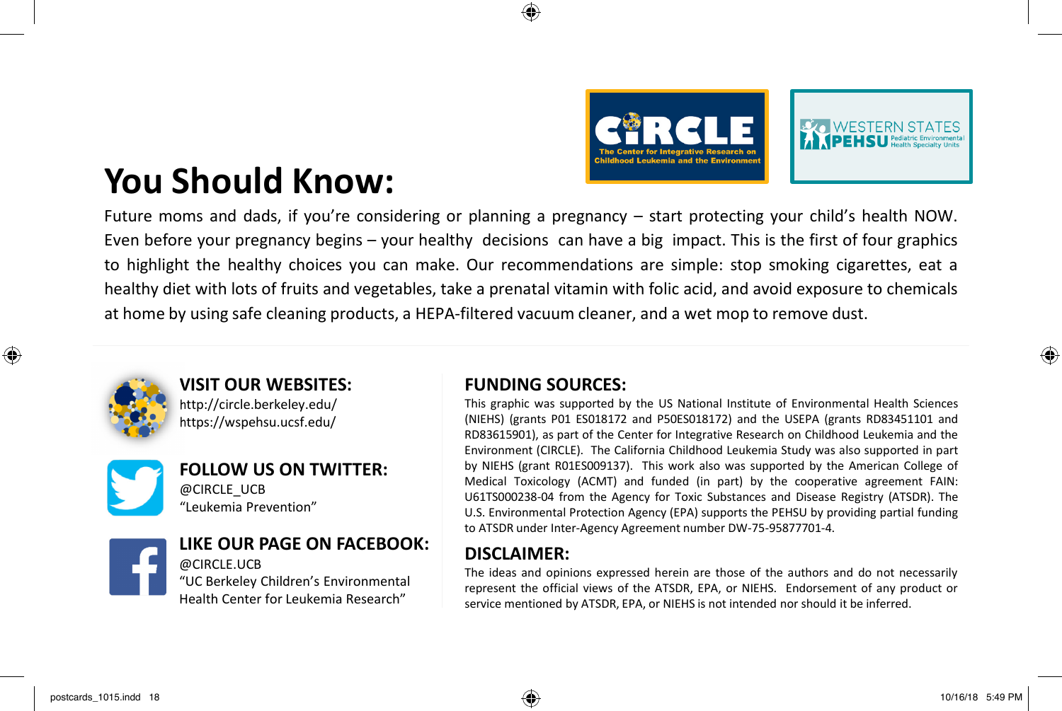# You Should Know:

Future moms and dads, if you're considering or planning a pregnancy – start protecting your child's health NOW. Even before your pregnancy begins – your healthy decisions can have a big impact. This is the first of four graphics to highlight the healthy choices you can make. Our recommendations are simple: stop smoking cigarettes, eat a healthy diet with lots of fruits and vegetables, take a prenatal vitamin with folic acid, and avoid exposure to chemicals at home by using safe cleaning products, a HEPA-filtered vacuum cleaner, and a wet mop to remove dust.

## VISIT OUR WEBSITES:

http://circle.berkeley.edu/
https://wspehsu.ucsf.edu/

## FOLLOW US ON TWITTER:

@CIRCLE_UCB
"Leukemia Prevention"

## LIKE OUR PAGE ON FACEBOOK:

@CIRCLE.UCB
"UC Berkeley Children's Environmental Health Center for Leukemia Research"

## FUNDING SOURCES:

This graphic was supported by the US National Institute of Environmental Health Sciences (NIEHS) (grants P01 ES018172 and P50ES018172) and the USEPA (grants RD83451101 and RD83615901), as part of the Center for Integrative Research on Childhood Leukemia and the Environment (CIRCLE). The California Childhood Leukemia Study was also supported in part by NIEHS (grant R01ES009137). This work also was supported by the American College of Medical Toxicology (ACMT) and funded (in part) by the cooperative agreement FAIN: U61TS000238-04 from the Agency for Toxic Substances and Disease Registry (ATSDR). The U.S. Environmental Protection Agency (EPA) supports the PEHSU by providing partial funding to ATSDR under Inter-Agency Agreement number DW-75-95877701-4.

## DISCLAIMER:

The ideas and opinions expressed herein are those of the authors and do not necessarily represent the official views of the ATSDR, EPA, or NIEHS. Endorsement of any product or service mentioned by ATSDR, EPA, or NIEHS is not intended nor should it be inferred.